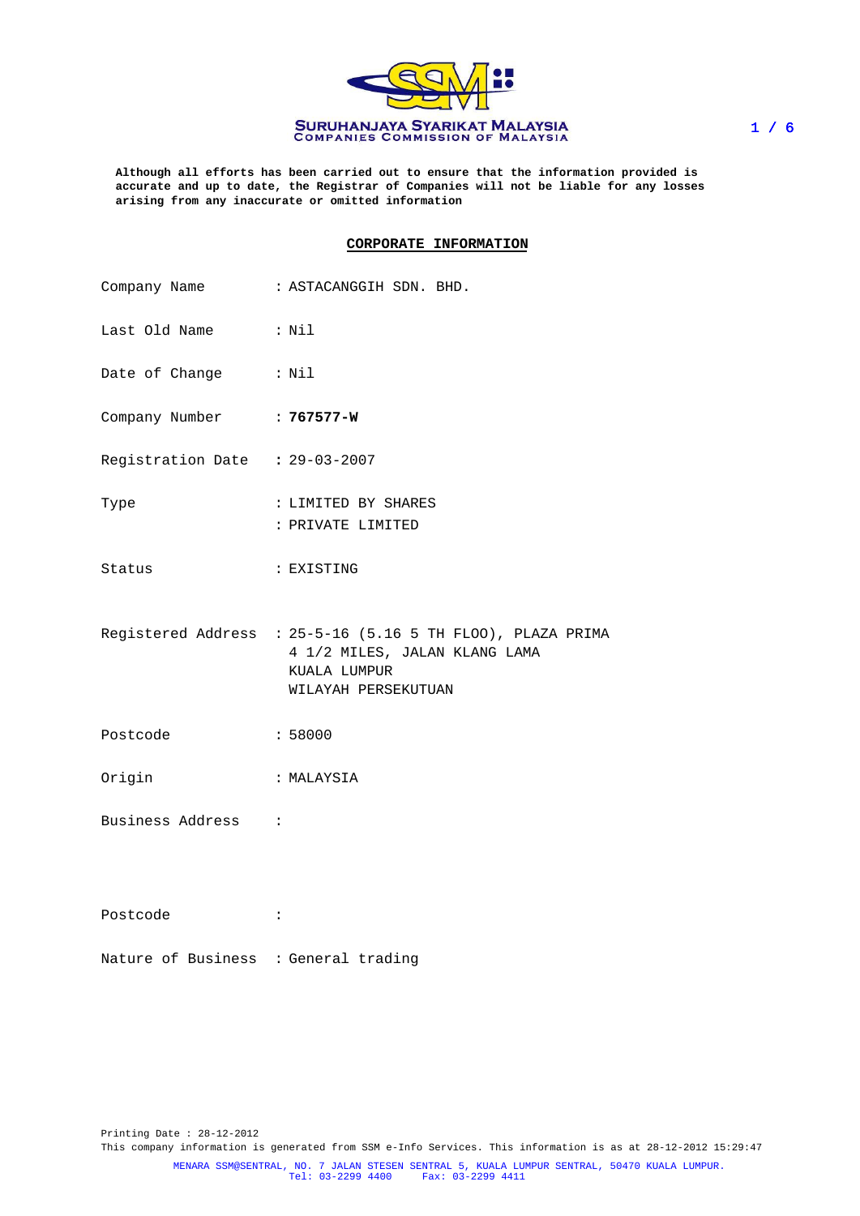SURUHANJAYA SYARIKAT MALAYSIA
COMPANIES COMMISSION OF MALAYSIA

**Although all efforts has been carried out to ensure that the information provided is accurate and up to date, the Registrar of Companies will not be liable for any losses arising from any inaccurate or omitted information**

## CORPORATE INFORMATION

Company Name : ASTACANGGIH SDN. BHD.

Last Old Name : Nil

Date of Change : Nil

Company Number : **767577-W**

Registration Date : 29-03-2007

Type : LIMITED BY SHARES
: PRIVATE LIMITED

Status : EXISTING

Registered Address : 25-5-16 (5.16 5 TH FLOO), PLAZA PRIMA
4 1/2 MILES, JALAN KLANG LAMA
KUALA LUMPUR
WILAYAH PERSEKUTUAN

Postcode : 58000

Origin : MALAYSIA

Business Address :

Postcode :

Nature of Business : General trading

Printing Date : 28-12-2012
This company information is generated from SSM e-Info Services. This information is as at 28-12-2012 15:29:47

MENARA SSM@SENTRAL, NO. 7 JALAN STESEN SENTRAL 5, KUALA LUMPUR SENTRAL, 50470 KUALA LUMPUR.
Tel: 03-2299 4400 Fax: 03-2299 4411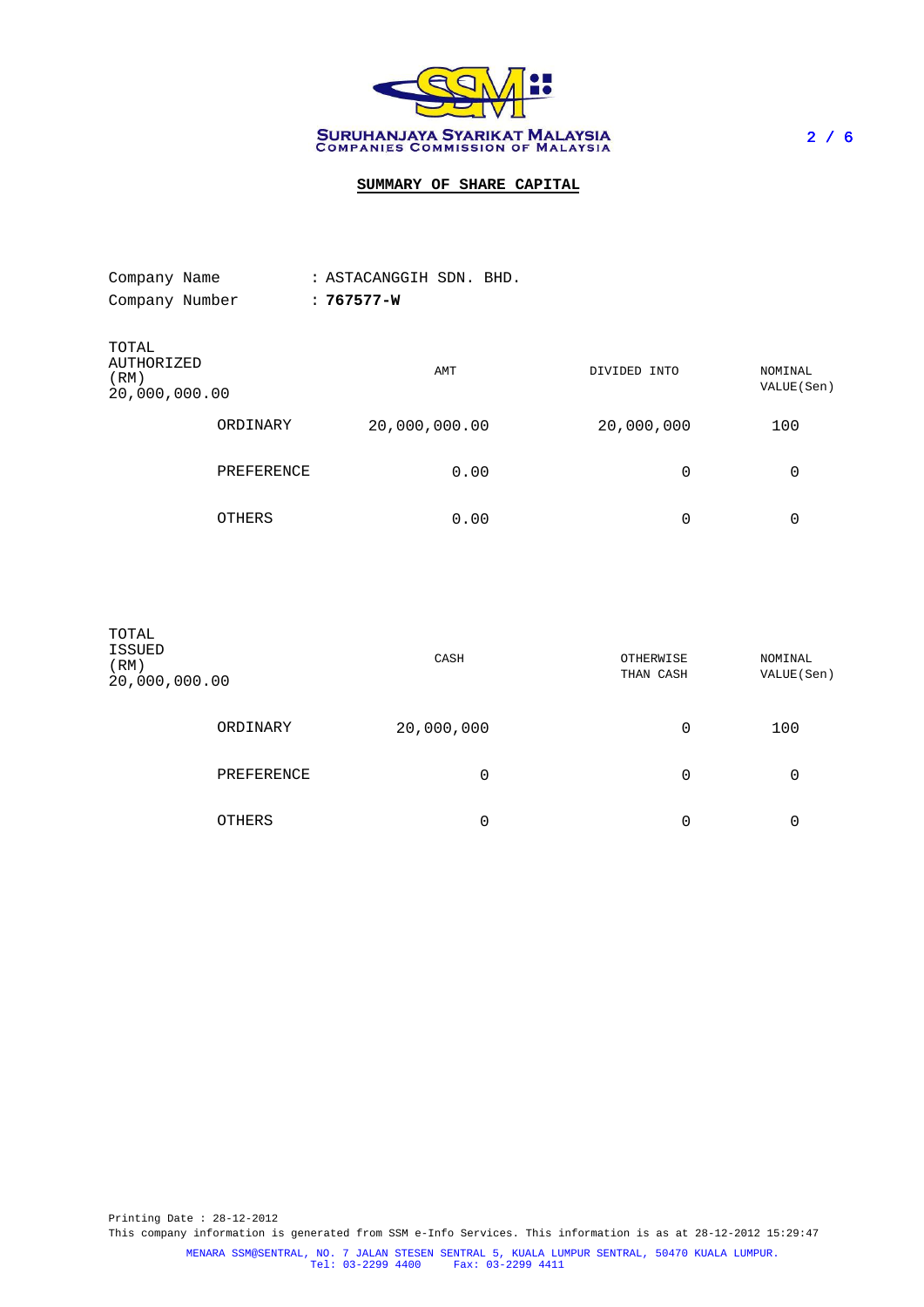SURUHANJAYA SYARIKAT MALAYSIA
COMPANIES COMMISSION OF MALAYSIA

## SUMMARY OF SHARE CAPITAL

Company Name : ASTACANGGIH SDN. BHD.
Company Number : **767577-W**

| TOTAL AUTHORIZED (RM) 20,000,000.00 | AMT | DIVIDED INTO | NOMINAL VALUE(Sen) |
|---|---|---|---|
| ORDINARY | 20,000,000.00 | 20,000,000 | 100 |
| PREFERENCE | 0.00 | 0 | 0 |
| OTHERS | 0.00 | 0 | 0 |

| TOTAL ISSUED (RM) 20,000,000.00 | CASH | OTHERWISE THAN CASH | NOMINAL VALUE(Sen) |
|---|---|---|---|
| ORDINARY | 20,000,000 | 0 | 100 |
| PREFERENCE | 0 | 0 | 0 |
| OTHERS | 0 | 0 | 0 |

Printing Date : 28-12-2012
This company information is generated from SSM e-Info Services. This information is as at 28-12-2012 15:29:47

MENARA SSM@SENTRAL, NO. 7 JALAN STESEN SENTRAL 5, KUALA LUMPUR SENTRAL, 50470 KUALA LUMPUR.
Tel: 03-2299 4400 Fax: 03-2299 4411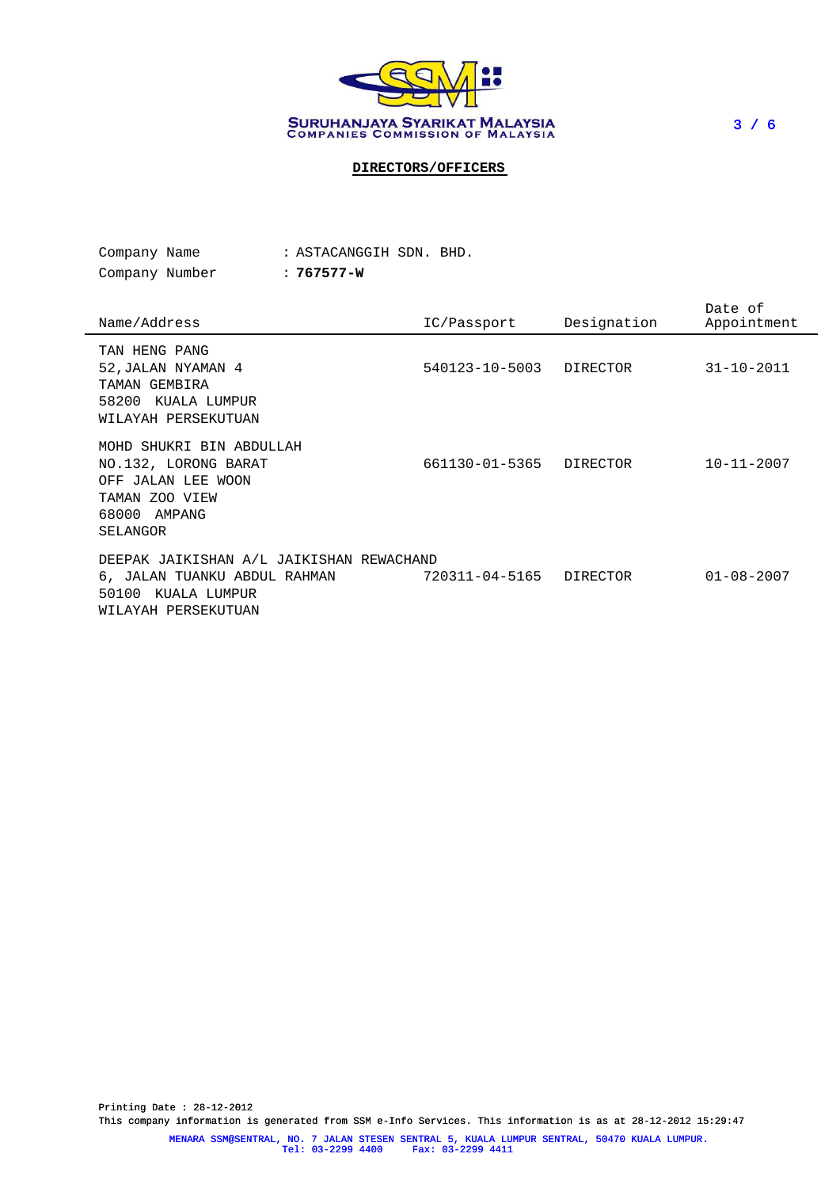**SURUHANJAYA SYARIKAT MALAYSIA**
**COMPANIES COMMISSION OF MALAYSIA**

## DIRECTORS/OFFICERS

Company Name : ASTACANGGIH SDN. BHD.
Company Number : **767577-W**

| Name/Address | IC/Passport | Designation | Date of Appointment |
|---|---|---|---|
| TAN HENG PANG<br>52,JALAN NYAMAN 4<br>TAMAN GEMBIRA<br>58200 KUALA LUMPUR<br>WILAYAH PERSEKUTUAN | 540123-10-5003 | DIRECTOR | 31-10-2011 |
| MOHD SHUKRI BIN ABDULLAH<br>NO.132, LORONG BARAT<br>OFF JALAN LEE WOON<br>TAMAN ZOO VIEW<br>68000 AMPANG<br>SELANGOR | 661130-01-5365 | DIRECTOR | 10-11-2007 |
| DEEPAK JAIKISHAN A/L JAIKISHAN REWACHAND<br>6, JALAN TUANKU ABDUL RAHMAN<br>50100 KUALA LUMPUR<br>WILAYAH PERSEKUTUAN | 720311-04-5165 | DIRECTOR | 01-08-2007 |

Printing Date : 28-12-2012
This company information is generated from SSM e-Info Services. This information is as at 28-12-2012 15:29:47

MENARA SSM@SENTRAL, NO. 7 JALAN STESEN SENTRAL 5, KUALA LUMPUR SENTRAL, 50470 KUALA LUMPUR.
Tel: 03-2299 4400 Fax: 03-2299 4411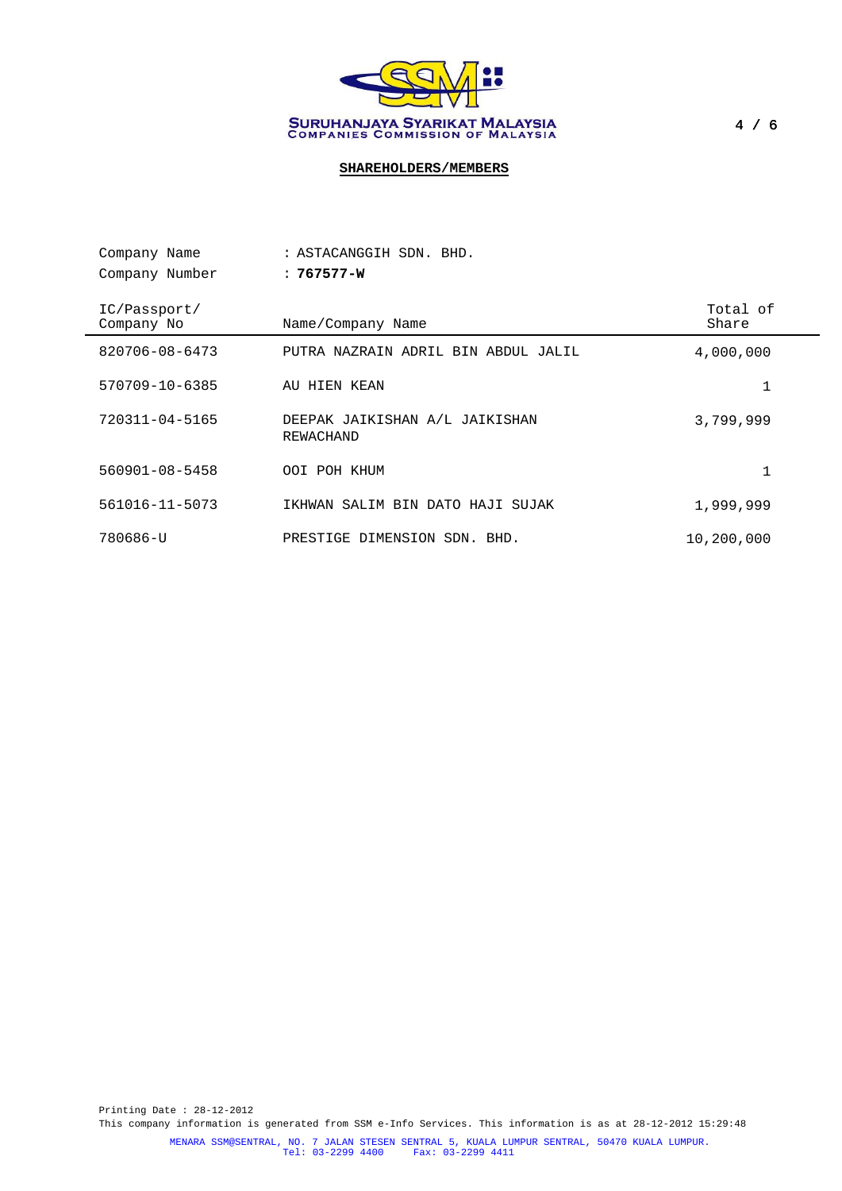SURUHANJAYA SYARIKAT MALAYSIA
COMPANIES COMMISSION OF MALAYSIA

## SHAREHOLDERS/MEMBERS

Company Name : ASTACANGGIH SDN. BHD.
Company Number : **767577-W**

| IC/Passport/ Company No | Name/Company Name | Total of Share |
|---|---|---|
| 820706-08-6473 | PUTRA NAZRAIN ADRIL BIN ABDUL JALIL | 4,000,000 |
| 570709-10-6385 | AU HIEN KEAN | 1 |
| 720311-04-5165 | DEEPAK JAIKISHAN A/L JAIKISHAN REWACHAND | 3,799,999 |
| 560901-08-5458 | OOI POH KHUM | 1 |
| 561016-11-5073 | IKHWAN SALIM BIN DATO HAJI SUJAK | 1,999,999 |
| 780686-U | PRESTIGE DIMENSION SDN. BHD. | 10,200,000 |

Printing Date : 28-12-2012
This company information is generated from SSM e-Info Services. This information is as at 28-12-2012 15:29:48

MENARA SSM@SENTRAL, NO. 7 JALAN STESEN SENTRAL 5, KUALA LUMPUR SENTRAL, 50470 KUALA LUMPUR.
Tel: 03-2299 4400 Fax: 03-2299 4411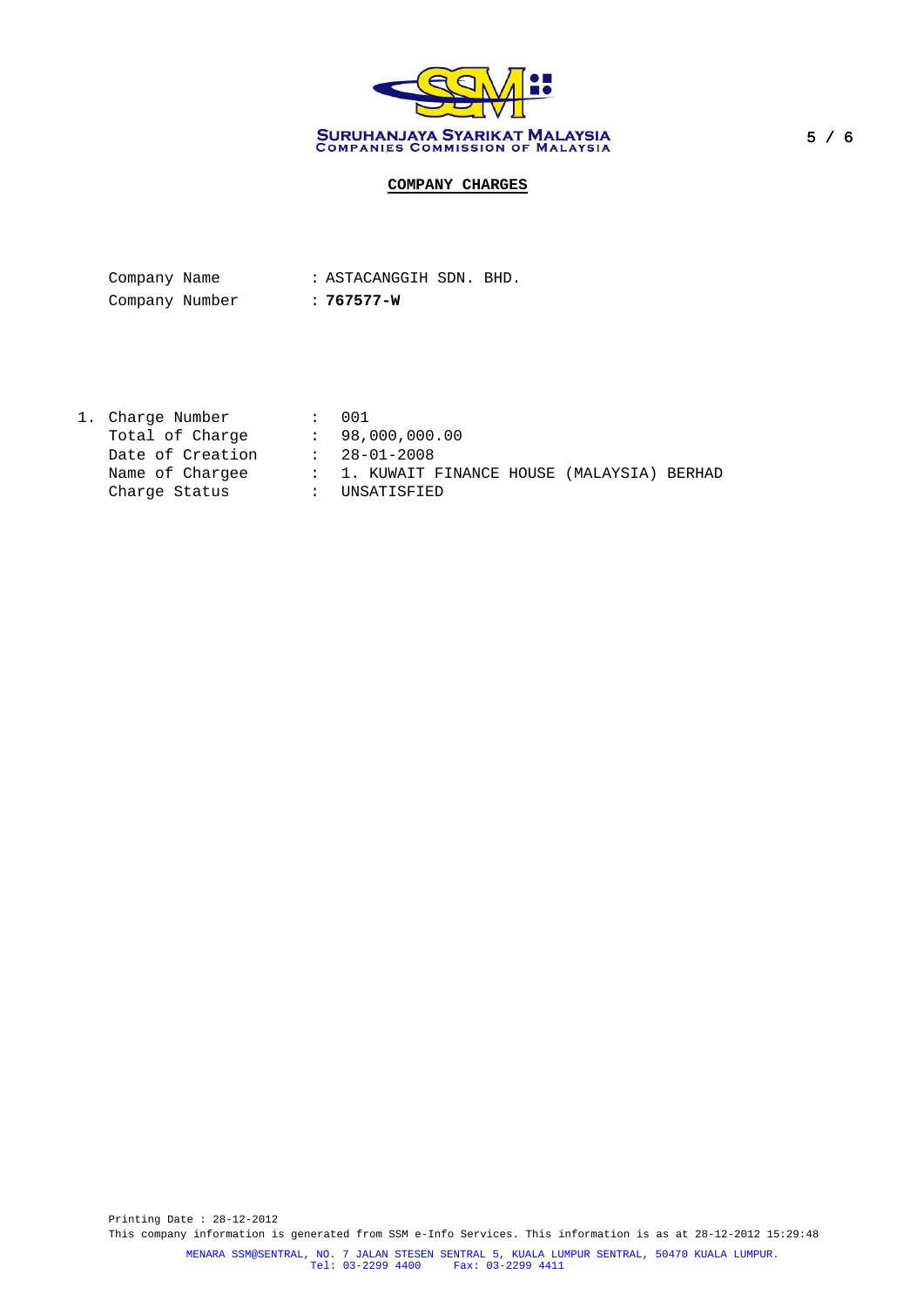SURUHANJAYA SYARIKAT MALAYSIA
COMPANIES COMMISSION OF MALAYSIA

## COMPANY CHARGES

| | | |
|---|---|---|
| Company Name | : | ASTACANGGIH SDN. BHD. |
| Company Number | : | **767577-W** |

1. 

| | | |
|---|---|---|
| Charge Number | : | 001 |
| Total of Charge | : | 98,000,000.00 |
| Date of Creation | : | 28-01-2008 |
| Name of Chargee | : | 1. KUWAIT FINANCE HOUSE (MALAYSIA) BERHAD |
| Charge Status | : | UNSATISFIED |

Printing Date : 28-12-2012
This company information is generated from SSM e-Info Services. This information is as at 28-12-2012 15:29:48

MENARA SSM@SENTRAL, NO. 7 JALAN STESEN SENTRAL 5, KUALA LUMPUR SENTRAL, 50470 KUALA LUMPUR.
Tel: 03-2299 4400 Fax: 03-2299 4411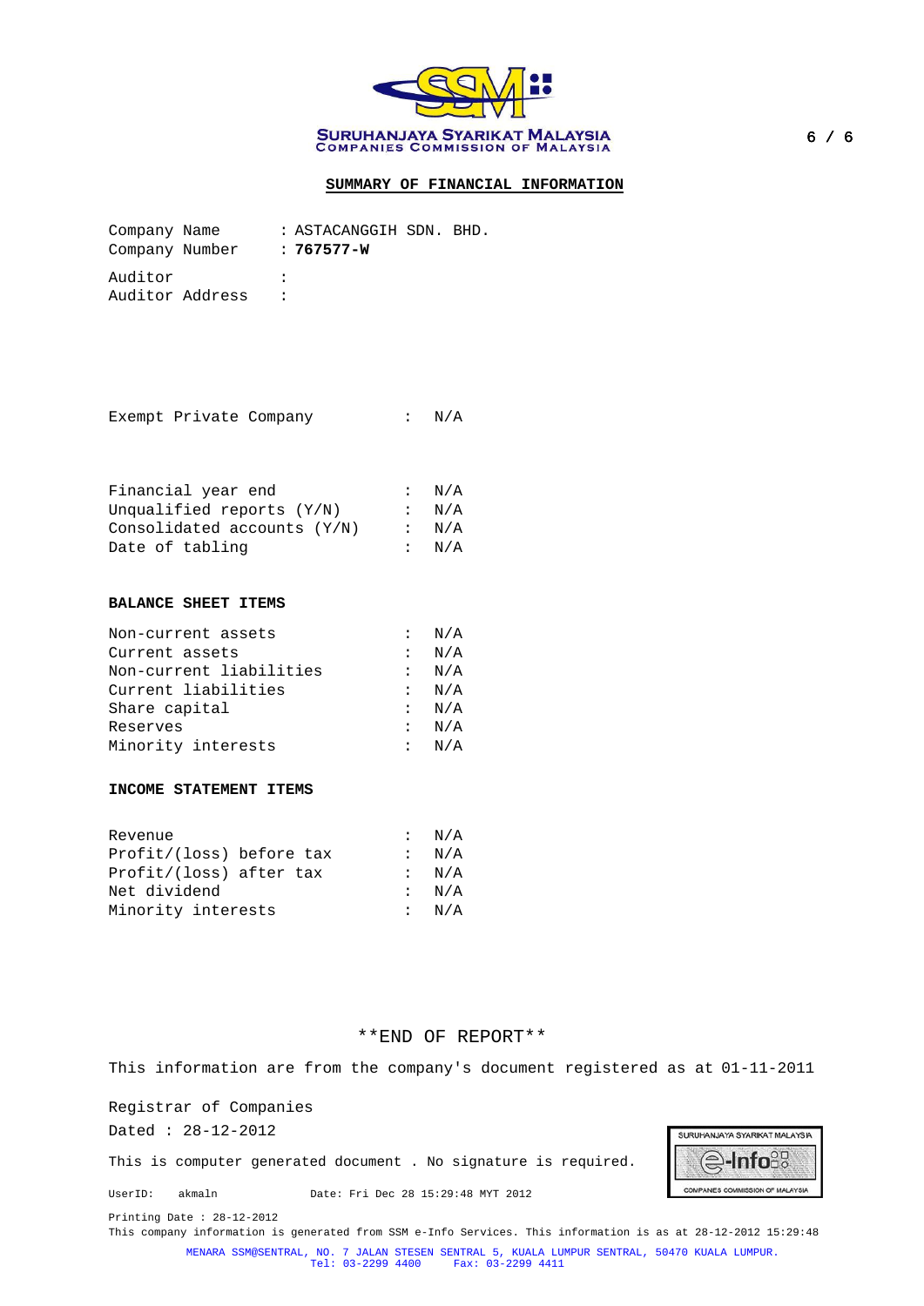SURUHANJAYA SYARIKAT MALAYSIA
COMPANIES COMMISSION OF MALAYSIA

## SUMMARY OF FINANCIAL INFORMATION

Company Name : ASTACANGGIH SDN. BHD.
Company Number : **767577-W**

Auditor :
Auditor Address :

Exempt Private Company : N/A

Financial year end : N/A
Unqualified reports (Y/N) : N/A
Consolidated accounts (Y/N) : N/A
Date of tabling : N/A

**BALANCE SHEET ITEMS**

Non-current assets : N/A
Current assets : N/A
Non-current liabilities : N/A
Current liabilities : N/A
Share capital : N/A
Reserves : N/A
Minority interests : N/A

**INCOME STATEMENT ITEMS**

Revenue : N/A
Profit/(loss) before tax : N/A
Profit/(loss) after tax : N/A
Net dividend : N/A
Minority interests : N/A

**END OF REPORT**

This information are from the company's document registered as at 01-11-2011

Registrar of Companies
Dated : 28-12-2012

This is computer generated document . No signature is required.

UserID: akmaln Date: Fri Dec 28 15:29:48 MYT 2012

Printing Date : 28-12-2012
This company information is generated from SSM e-Info Services. This information is as at 28-12-2012 15:29:48

MENARA SSM@SENTRAL, NO. 7 JALAN STESEN SENTRAL 5, KUALA LUMPUR SENTRAL, 50470 KUALA LUMPUR.
Tel: 03-2299 4400 Fax: 03-2299 4411